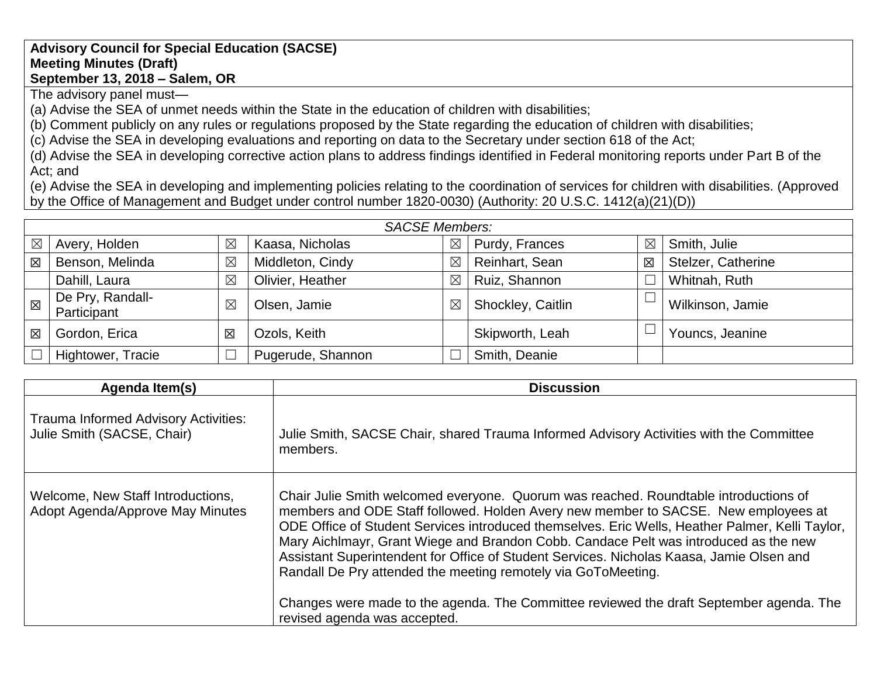**Advisory Council for Special Education (SACSE)**
**Meeting Minutes (Draft)**
**September 13, 2018 – Salem, OR**

The advisory panel must—

(a) Advise the SEA of unmet needs within the State in the education of children with disabilities;

(b) Comment publicly on any rules or regulations proposed by the State regarding the education of children with disabilities;

(c) Advise the SEA in developing evaluations and reporting on data to the Secretary under section 618 of the Act;

(d) Advise the SEA in developing corrective action plans to address findings identified in Federal monitoring reports under Part B of the Act; and

(e) Advise the SEA in developing and implementing policies relating to the coordination of services for children with disabilities. (Approved by the Office of Management and Budget under control number 1820-0030) (Authority: 20 U.S.C. 1412(a)(21)(D))

| *SACSE Members:* | | | | | | | |
|---|---|---|---|---|---|---|---|
| ☒ | Avery, Holden | ☒ | Kaasa, Nicholas | ☒ | Purdy, Frances | ☒ | Smith, Julie |
| ☒ | Benson, Melinda | ☒ | Middleton, Cindy | ☒ | Reinhart, Sean | ☒ | Stelzer, Catherine |
| | Dahill, Laura | ☒ | Olivier, Heather | ☒ | Ruiz, Shannon | ☐ | Whitnah, Ruth |
| ☒ | De Pry, Randall-Participant | ☒ | Olsen, Jamie | ☒ | Shockley, Caitlin | ☐ | Wilkinson, Jamie |
| ☒ | Gordon, Erica | ☒ | Ozols, Keith | | Skipworth, Leah | ☐ | Youncs, Jeanine |
| ☐ | Hightower, Tracie | ☐ | Pugerude, Shannon | ☐ | Smith, Deanie | | |

| Agenda Item(s) | Discussion |
|---|---|
| Trauma Informed Advisory Activities: Julie Smith (SACSE, Chair) | Julie Smith, SACSE Chair, shared Trauma Informed Advisory Activities with the Committee members. |
| Welcome, New Staff Introductions, Adopt Agenda/Approve May Minutes | Chair Julie Smith welcomed everyone. Quorum was reached. Roundtable introductions of members and ODE Staff followed. Holden Avery new member to SACSE. New employees at ODE Office of Student Services introduced themselves. Eric Wells, Heather Palmer, Kelli Taylor, Mary Aichlmayr, Grant Wiege and Brandon Cobb. Candace Pelt was introduced as the new Assistant Superintendent for Office of Student Services. Nicholas Kaasa, Jamie Olsen and Randall De Pry attended the meeting remotely via GoToMeeting.<br><br>Changes were made to the agenda. The Committee reviewed the draft September agenda. The revised agenda was accepted. |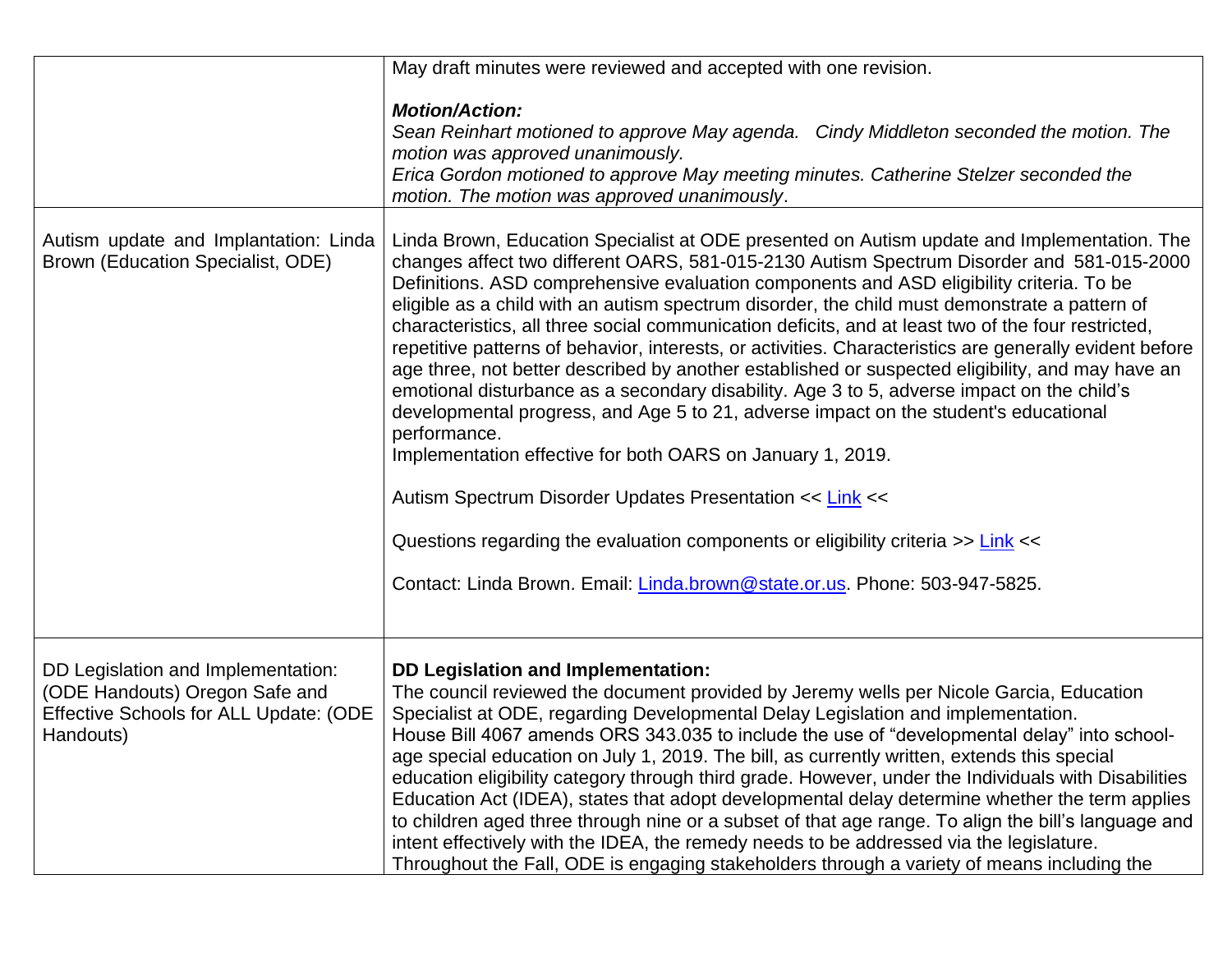| | |
|---|---|
| | May draft minutes were reviewed and accepted with one revision.<br><br>***Motion/Action:***<br>*Sean Reinhart motioned to approve May agenda. Cindy Middleton seconded the motion. The motion was approved unanimously.*<br>*Erica Gordon motioned to approve May meeting minutes. Catherine Stelzer seconded the motion. The motion was approved unanimously*. |
| Autism update and Implantation: Linda Brown (Education Specialist, ODE) | Linda Brown, Education Specialist at ODE presented on Autism update and Implementation. The changes affect two different OARS, 581-015-2130 Autism Spectrum Disorder and 581-015-2000 Definitions. ASD comprehensive evaluation components and ASD eligibility criteria. To be eligible as a child with an autism spectrum disorder, the child must demonstrate a pattern of characteristics, all three social communication deficits, and at least two of the four restricted, repetitive patterns of behavior, interests, or activities. Characteristics are generally evident before age three, not better described by another established or suspected eligibility, and may have an emotional disturbance as a secondary disability. Age 3 to 5, adverse impact on the child's developmental progress, and Age 5 to 21, adverse impact on the student's educational performance.<br>Implementation effective for both OARS on January 1, 2019.<br><br>Autism Spectrum Disorder Updates Presentation << Link <<<br><br>Questions regarding the evaluation components or eligibility criteria >> Link <<<br><br>Contact: Linda Brown. Email: Linda.brown@state.or.us. Phone: 503-947-5825. |
| DD Legislation and Implementation: (ODE Handouts) Oregon Safe and Effective Schools for ALL Update: (ODE Handouts) | **DD Legislation and Implementation:**<br>The council reviewed the document provided by Jeremy wells per Nicole Garcia, Education Specialist at ODE, regarding Developmental Delay Legislation and implementation.<br>House Bill 4067 amends ORS 343.035 to include the use of "developmental delay" into school-age special education on July 1, 2019. The bill, as currently written, extends this special education eligibility category through third grade. However, under the Individuals with Disabilities Education Act (IDEA), states that adopt developmental delay determine whether the term applies to children aged three through nine or a subset of that age range. To align the bill's language and intent effectively with the IDEA, the remedy needs to be addressed via the legislature.<br>Throughout the Fall, ODE is engaging stakeholders through a variety of means including the |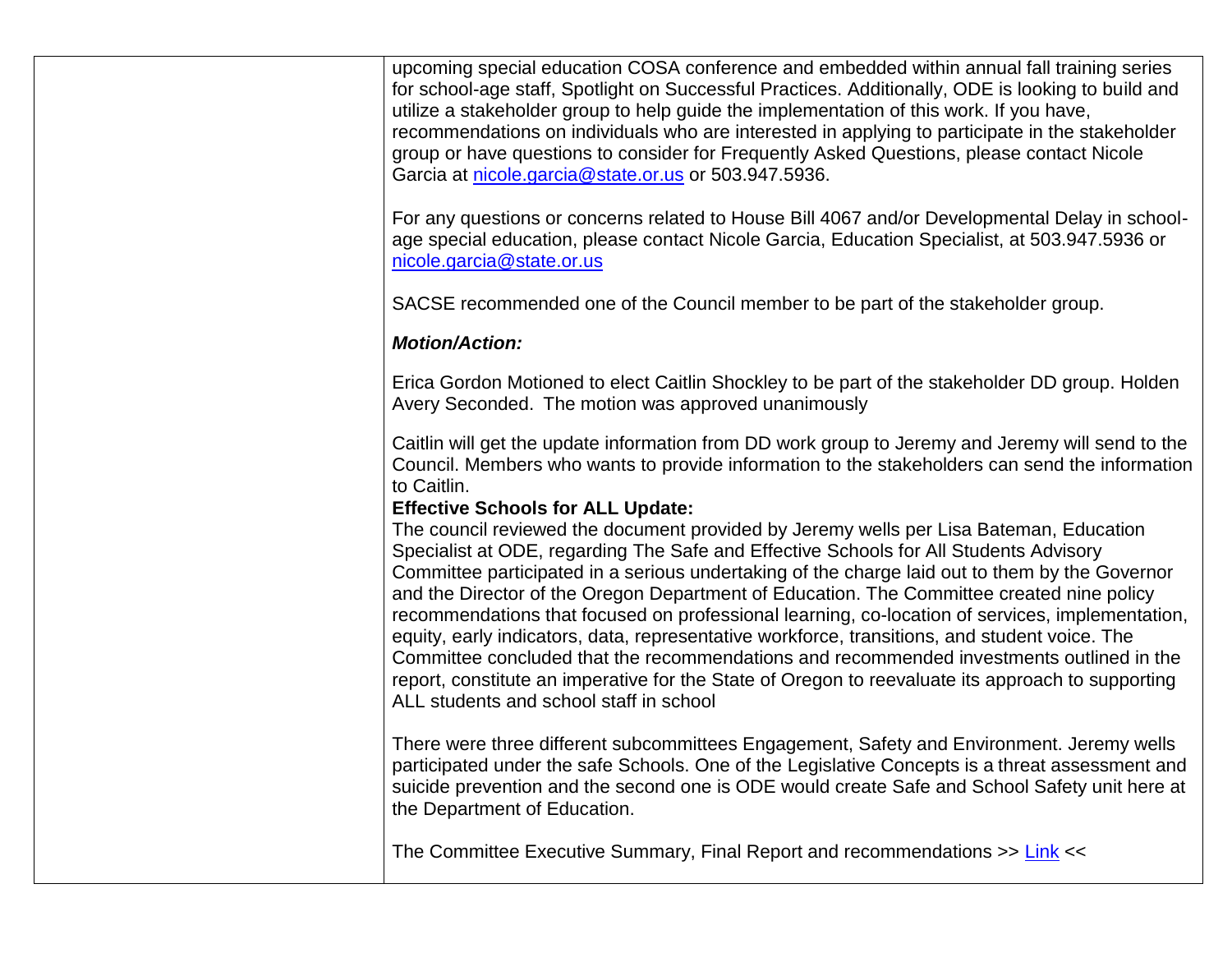| | |
|---|---|
| | upcoming special education COSA conference and embedded within annual fall training series for school-age staff, Spotlight on Successful Practices. Additionally, ODE is looking to build and utilize a stakeholder group to help guide the implementation of this work. If you have, recommendations on individuals who are interested in applying to participate in the stakeholder group or have questions to consider for Frequently Asked Questions, please contact Nicole Garcia at nicole.garcia@state.or.us or 503.947.5936.<br><br>For any questions or concerns related to House Bill 4067 and/or Developmental Delay in school-age special education, please contact Nicole Garcia, Education Specialist, at 503.947.5936 or nicole.garcia@state.or.us<br><br>SACSE recommended one of the Council member to be part of the stakeholder group.<br><br>***Motion/Action:***<br><br>Erica Gordon Motioned to elect Caitlin Shockley to be part of the stakeholder DD group. Holden Avery Seconded. The motion was approved unanimously<br><br>Caitlin will get the update information from DD work group to Jeremy and Jeremy will send to the Council. Members who wants to provide information to the stakeholders can send the information to Caitlin.<br>**Effective Schools for ALL Update:**<br>The council reviewed the document provided by Jeremy wells per Lisa Bateman, Education Specialist at ODE, regarding The Safe and Effective Schools for All Students Advisory Committee participated in a serious undertaking of the charge laid out to them by the Governor and the Director of the Oregon Department of Education. The Committee created nine policy recommendations that focused on professional learning, co-location of services, implementation, equity, early indicators, data, representative workforce, transitions, and student voice. The Committee concluded that the recommendations and recommended investments outlined in the report, constitute an imperative for the State of Oregon to reevaluate its approach to supporting ALL students and school staff in school<br><br>There were three different subcommittees Engagement, Safety and Environment. Jeremy wells participated under the safe Schools. One of the Legislative Concepts is a threat assessment and suicide prevention and the second one is ODE would create Safe and School Safety unit here at the Department of Education.<br><br>The Committee Executive Summary, Final Report and recommendations >> Link << |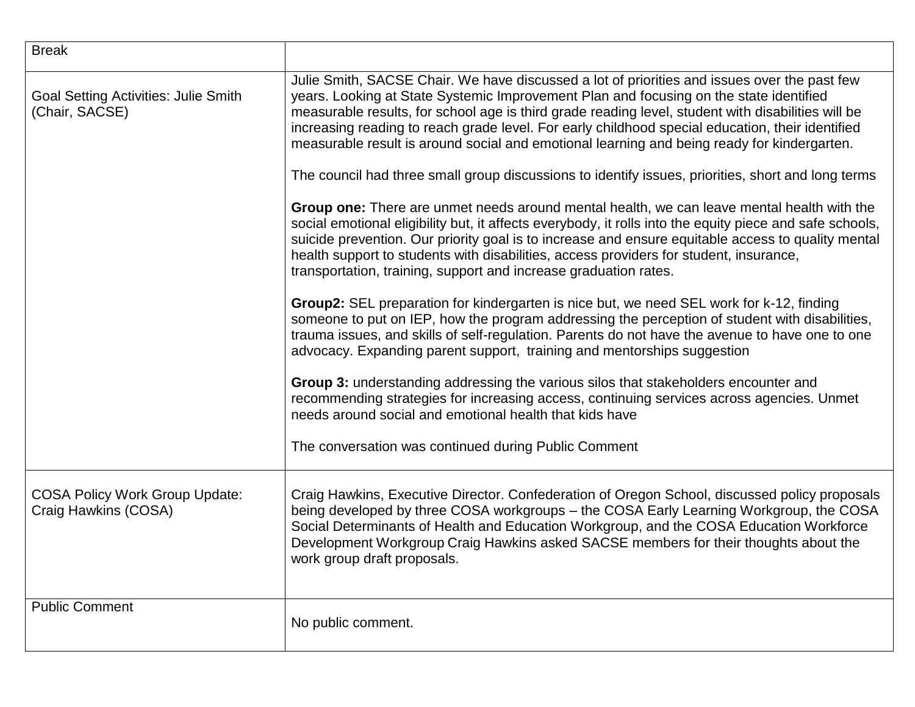| Break | |
|---|---|
| Goal Setting Activities: Julie Smith (Chair, SACSE) | Julie Smith, SACSE Chair. We have discussed a lot of priorities and issues over the past few years. Looking at State Systemic Improvement Plan and focusing on the state identified measurable results, for school age is third grade reading level, student with disabilities will be increasing reading to reach grade level. For early childhood special education, their identified measurable result is around social and emotional learning and being ready for kindergarten.<br><br>The council had three small group discussions to identify issues, priorities, short and long terms<br><br>**Group one:** There are unmet needs around mental health, we can leave mental health with the social emotional eligibility but, it affects everybody, it rolls into the equity piece and safe schools, suicide prevention. Our priority goal is to increase and ensure equitable access to quality mental health support to students with disabilities, access providers for student, insurance, transportation, training, support and increase graduation rates.<br><br>**Group2:** SEL preparation for kindergarten is nice but, we need SEL work for k-12, finding someone to put on IEP, how the program addressing the perception of student with disabilities, trauma issues, and skills of self-regulation. Parents do not have the avenue to have one to one advocacy. Expanding parent support, training and mentorships suggestion<br><br>**Group 3:** understanding addressing the various silos that stakeholders encounter and recommending strategies for increasing access, continuing services across agencies. Unmet needs around social and emotional health that kids have<br><br>The conversation was continued during Public Comment |
| COSA Policy Work Group Update: Craig Hawkins (COSA) | Craig Hawkins, Executive Director. Confederation of Oregon School, discussed policy proposals being developed by three COSA workgroups – the COSA Early Learning Workgroup, the COSA Social Determinants of Health and Education Workgroup, and the COSA Education Workforce Development Workgroup Craig Hawkins asked SACSE members for their thoughts about the work group draft proposals. |
| Public Comment | No public comment. |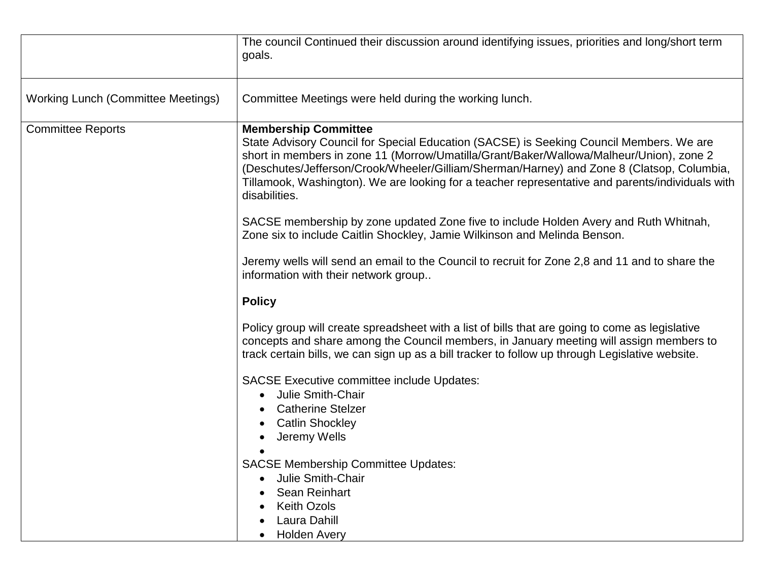| | |
|---|---|
| | The council Continued their discussion around identifying issues, priorities and long/short term goals. |
| Working Lunch (Committee Meetings) | Committee Meetings were held during the working lunch. |
| Committee Reports | **Membership Committee**<br>State Advisory Council for Special Education (SACSE) is Seeking Council Members. We are short in members in zone 11 (Morrow/Umatilla/Grant/Baker/Wallowa/Malheur/Union), zone 2 (Deschutes/Jefferson/Crook/Wheeler/Gilliam/Sherman/Harney) and Zone 8 (Clatsop, Columbia, Tillamook, Washington). We are looking for a teacher representative and parents/individuals with disabilities.<br><br>SACSE membership by zone updated Zone five to include Holden Avery and Ruth Whitnah, Zone six to include Caitlin Shockley, Jamie Wilkinson and Melinda Benson.<br><br>Jeremy wells will send an email to the Council to recruit for Zone 2,8 and 11 and to share the information with their network group..<br><br>**Policy**<br><br>Policy group will create spreadsheet with a list of bills that are going to come as legislative concepts and share among the Council members, in January meeting will assign members to track certain bills, we can sign up as a bill tracker to follow up through Legislative website.<br><br>SACSE Executive committee include Updates:<br>• Julie Smith-Chair<br>• Catherine Stelzer<br>• Catlin Shockley<br>• Jeremy Wells<br>•<br>SACSE Membership Committee Updates:<br>• Julie Smith-Chair<br>• Sean Reinhart<br>• Keith Ozols<br>• Laura Dahill<br>• Holden Avery |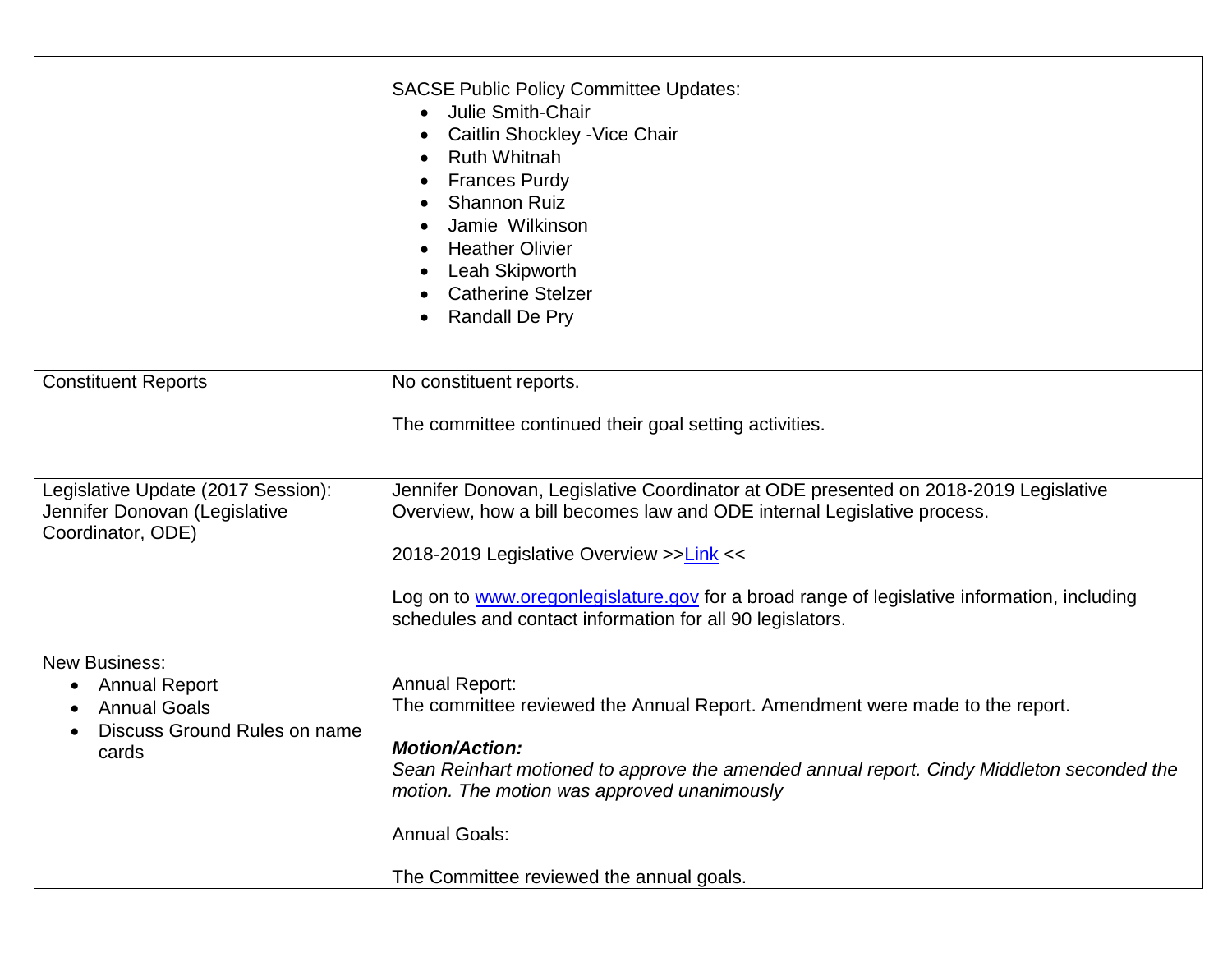| | |
|---|---|
| | SACSE Public Policy Committee Updates:<br>• Julie Smith-Chair<br>• Caitlin Shockley -Vice Chair<br>• Ruth Whitnah<br>• Frances Purdy<br>• Shannon Ruiz<br>• Jamie Wilkinson<br>• Heather Olivier<br>• Leah Skipworth<br>• Catherine Stelzer<br>• Randall De Pry |
| Constituent Reports | No constituent reports.<br><br>The committee continued their goal setting activities. |
| Legislative Update (2017 Session): Jennifer Donovan (Legislative Coordinator, ODE) | Jennifer Donovan, Legislative Coordinator at ODE presented on 2018-2019 Legislative Overview, how a bill becomes law and ODE internal Legislative process.<br><br>2018-2019 Legislative Overview >>Link <<<br><br>Log on to www.oregonlegislature.gov for a broad range of legislative information, including schedules and contact information for all 90 legislators. |
| New Business:<br>• Annual Report<br>• Annual Goals<br>• Discuss Ground Rules on name cards | Annual Report:<br>The committee reviewed the Annual Report. Amendment were made to the report.<br><br>***Motion/Action:***<br>*Sean Reinhart motioned to approve the amended annual report. Cindy Middleton seconded the motion. The motion was approved unanimously*<br><br>Annual Goals:<br><br>The Committee reviewed the annual goals. |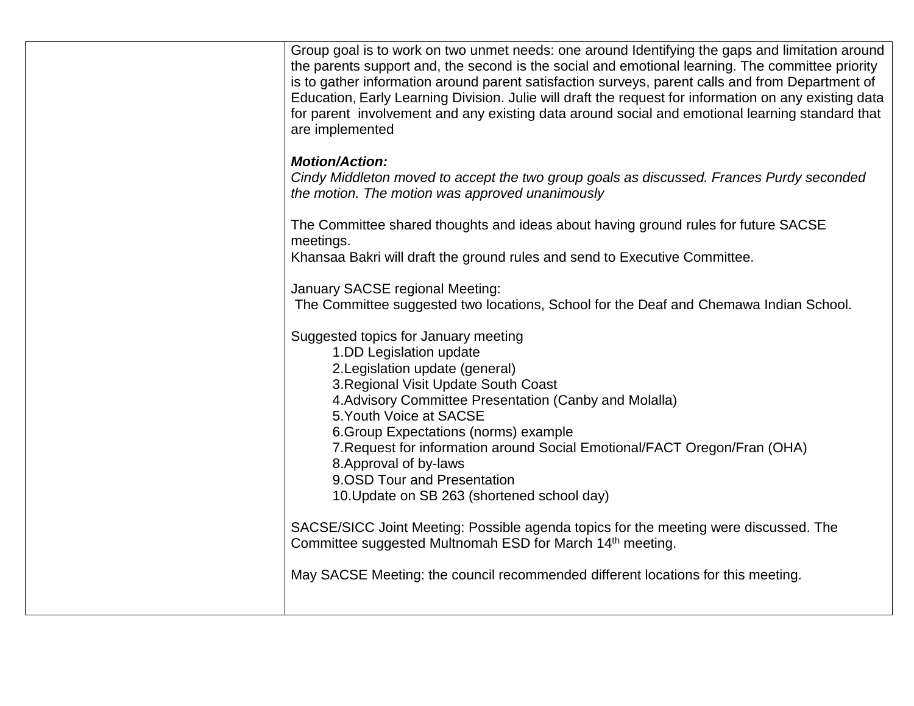| | |
|---|---|
| | Group goal is to work on two unmet needs: one around Identifying the gaps and limitation around the parents support and, the second is the social and emotional learning. The committee priority is to gather information around parent satisfaction surveys, parent calls and from Department of Education, Early Learning Division. Julie will draft the request for information on any existing data for parent involvement and any existing data around social and emotional learning standard that are implemented<br><br>***Motion/Action:***<br>*Cindy Middleton moved to accept the two group goals as discussed. Frances Purdy seconded the motion. The motion was approved unanimously*<br><br>The Committee shared thoughts and ideas about having ground rules for future SACSE meetings.<br>Khansaa Bakri will draft the ground rules and send to Executive Committee.<br><br>January SACSE regional Meeting:<br>The Committee suggested two locations, School for the Deaf and Chemawa Indian School.<br><br>Suggested topics for January meeting<br>1.DD Legislation update<br>2.Legislation update (general)<br>3.Regional Visit Update South Coast<br>4.Advisory Committee Presentation (Canby and Molalla)<br>5.Youth Voice at SACSE<br>6.Group Expectations (norms) example<br>7.Request for information around Social Emotional/FACT Oregon/Fran (OHA)<br>8.Approval of by-laws<br>9.OSD Tour and Presentation<br>10.Update on SB 263 (shortened school day)<br><br>SACSE/SICC Joint Meeting: Possible agenda topics for the meeting were discussed. The Committee suggested Multnomah ESD for March 14th meeting.<br><br>May SACSE Meeting: the council recommended different locations for this meeting. |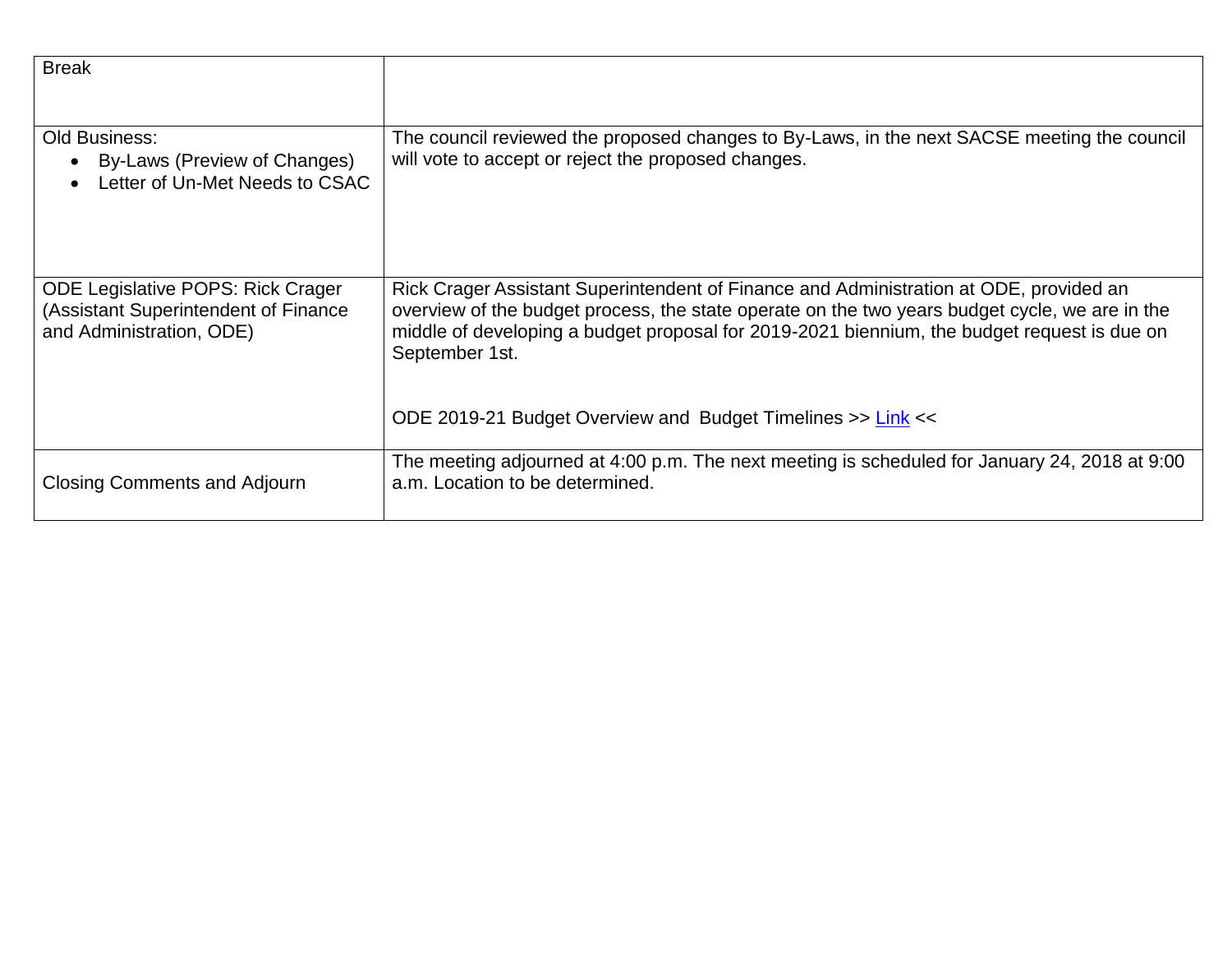| | |
|---|---|
| Break | |
| Old Business:<br>• By-Laws (Preview of Changes)<br>• Letter of Un-Met Needs to CSAC | The council reviewed the proposed changes to By-Laws, in the next SACSE meeting the council will vote to accept or reject the proposed changes. |
| ODE Legislative POPS: Rick Crager (Assistant Superintendent of Finance and Administration, ODE) | Rick Crager Assistant Superintendent of Finance and Administration at ODE, provided an overview of the budget process, the state operate on the two years budget cycle, we are in the middle of developing a budget proposal for 2019-2021 biennium, the budget request is due on September 1st.<br><br>ODE 2019-21 Budget Overview and Budget Timelines >> Link << |
| Closing Comments and Adjourn | The meeting adjourned at 4:00 p.m. The next meeting is scheduled for January 24, 2018 at 9:00 a.m. Location to be determined. |